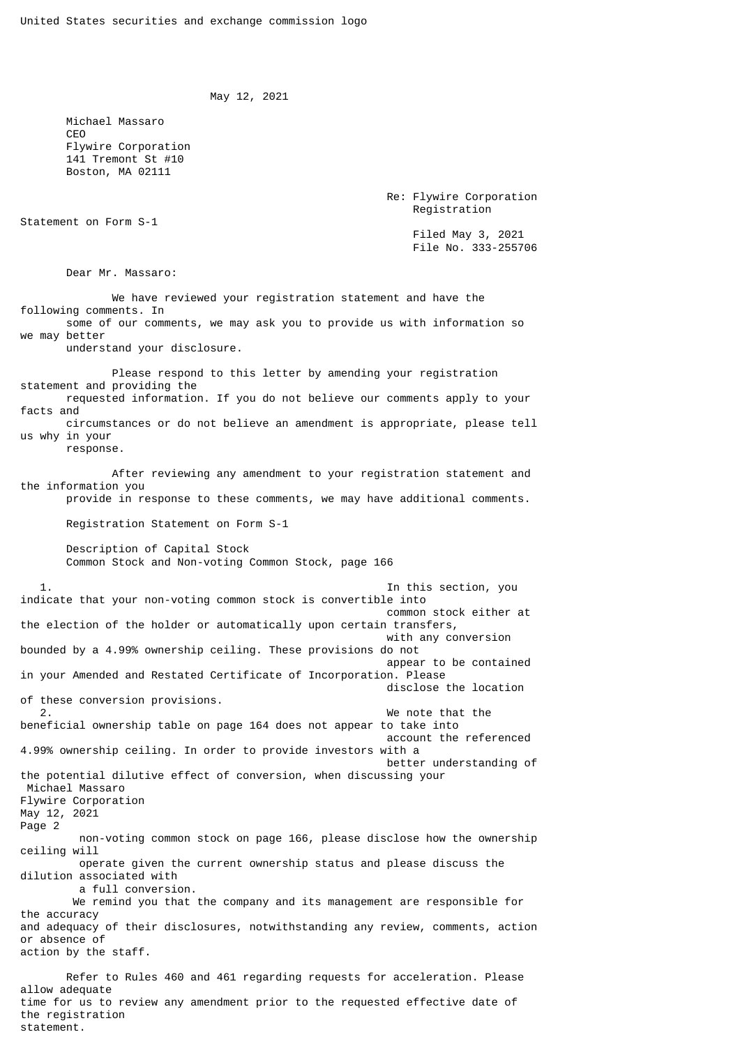United States securities and exchange commission logo

May 12, 2021

Michael Massaro
CEO
Flywire Corporation
141 Tremont St #10
Boston, MA 02111

Re: Flywire Corporation
Registration Statement on Form S-1
Filed May 3, 2021
File No. 333-255706

Dear Mr. Massaro:

We have reviewed your registration statement and have the following comments. In some of our comments, we may ask you to provide us with information so we may better understand your disclosure.

Please respond to this letter by amending your registration statement and providing the requested information. If you do not believe our comments apply to your facts and circumstances or do not believe an amendment is appropriate, please tell us why in your response.

After reviewing any amendment to your registration statement and the information you provide in response to these comments, we may have additional comments.

Registration Statement on Form S-1

Description of Capital Stock
Common Stock and Non-voting Common Stock, page 166

1. In this section, you indicate that your non-voting common stock is convertible into common stock either at the election of the holder or automatically upon certain transfers, with any conversion bounded by a 4.99% ownership ceiling. These provisions do not appear to be contained in your Amended and Restated Certificate of Incorporation. Please disclose the location of these conversion provisions.
2. We note that the beneficial ownership table on page 164 does not appear to take into account the referenced 4.99% ownership ceiling. In order to provide investors with a better understanding of the potential dilutive effect of conversion, when discussing your non-voting common stock on page 166, please disclose how the ownership ceiling will operate given the current ownership status and please discuss the dilution associated with a full conversion.

We remind you that the company and its management are responsible for the accuracy and adequacy of their disclosures, notwithstanding any review, comments, action or absence of action by the staff.

Refer to Rules 460 and 461 regarding requests for acceleration. Please allow adequate time for us to review any amendment prior to the requested effective date of the registration statement.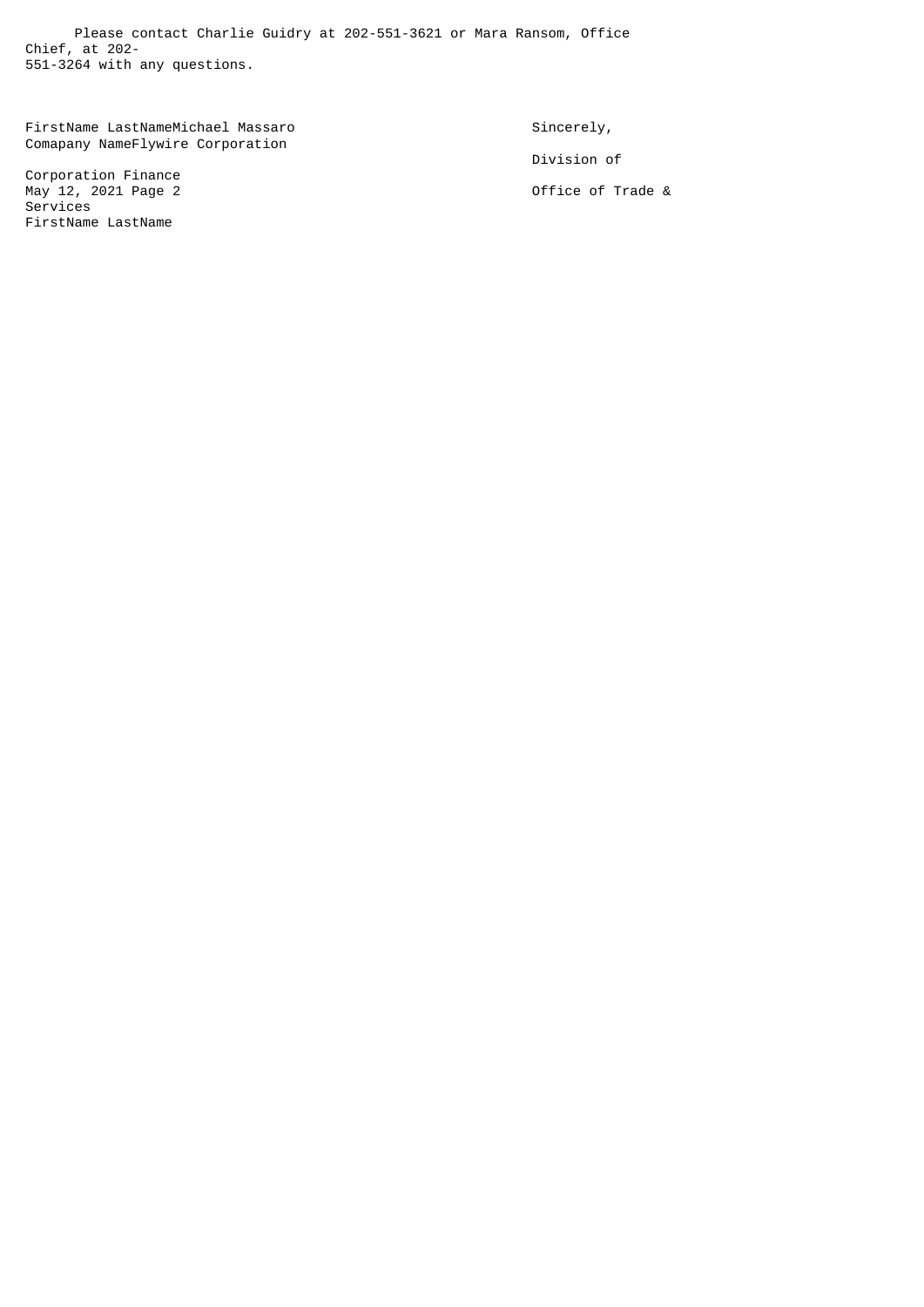Please contact Charlie Guidry at 202-551-3621 or Mara Ransom, Office Chief, at 202-551-3264 with any questions.

Sincerely,

Division of Corporation Finance

Office of Trade & Services